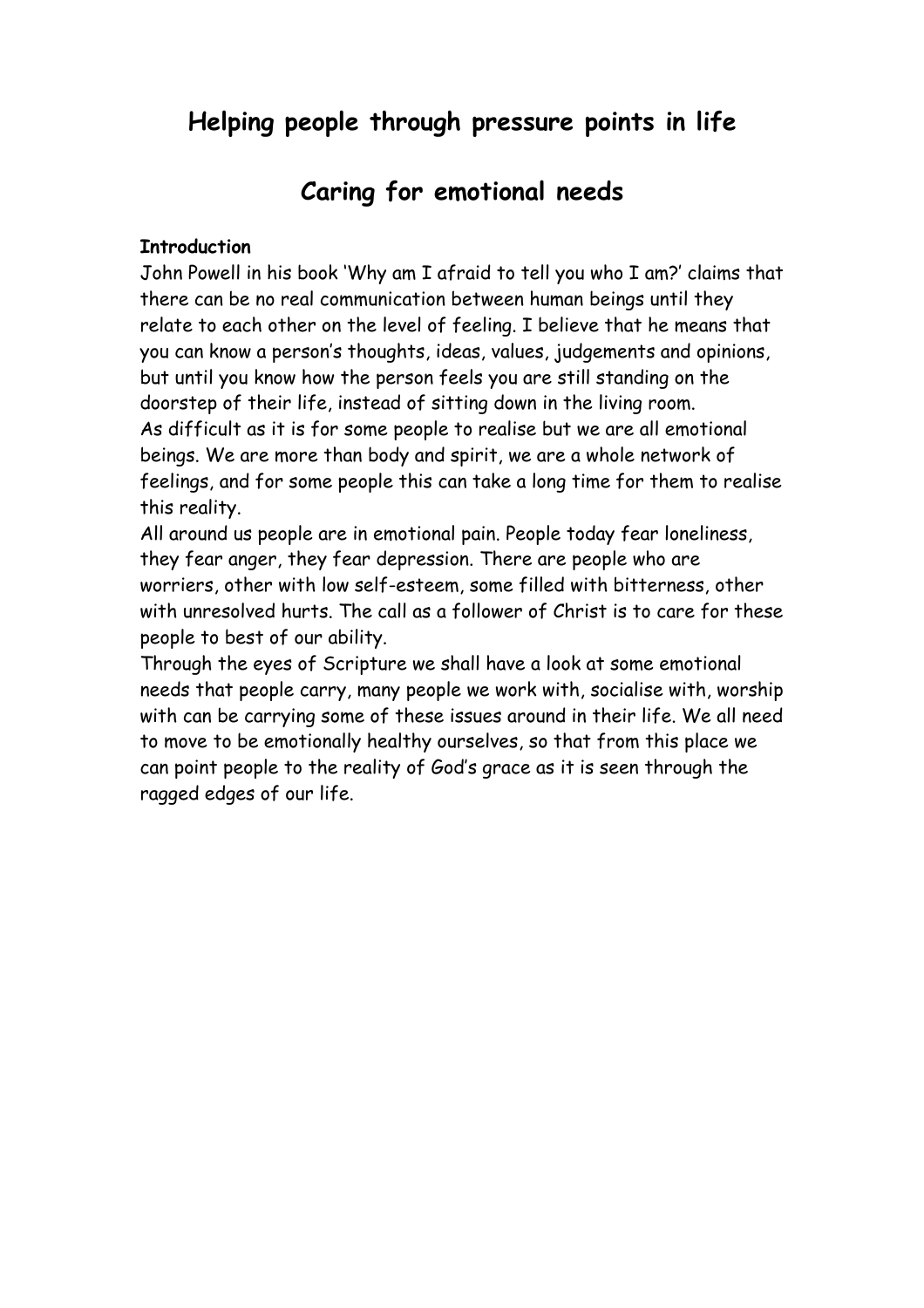# Helping people through pressure points in life

## Caring for emotional needs

**Introduction**

John Powell in his book 'Why am I afraid to tell you who I am?' claims that there can be no real communication between human beings until they relate to each other on the level of feeling. I believe that he means that you can know a person's thoughts, ideas, values, judgements and opinions, but until you know how the person feels you are still standing on the doorstep of their life, instead of sitting down in the living room.

As difficult as it is for some people to realise but we are all emotional beings. We are more than body and spirit, we are a whole network of feelings, and for some people this can take a long time for them to realise this reality.

All around us people are in emotional pain. People today fear loneliness, they fear anger, they fear depression. There are people who are worriers, other with low self-esteem, some filled with bitterness, other with unresolved hurts. The call as a follower of Christ is to care for these people to best of our ability.

Through the eyes of Scripture we shall have a look at some emotional needs that people carry, many people we work with, socialise with, worship with can be carrying some of these issues around in their life. We all need to move to be emotionally healthy ourselves, so that from this place we can point people to the reality of God's grace as it is seen through the ragged edges of our life.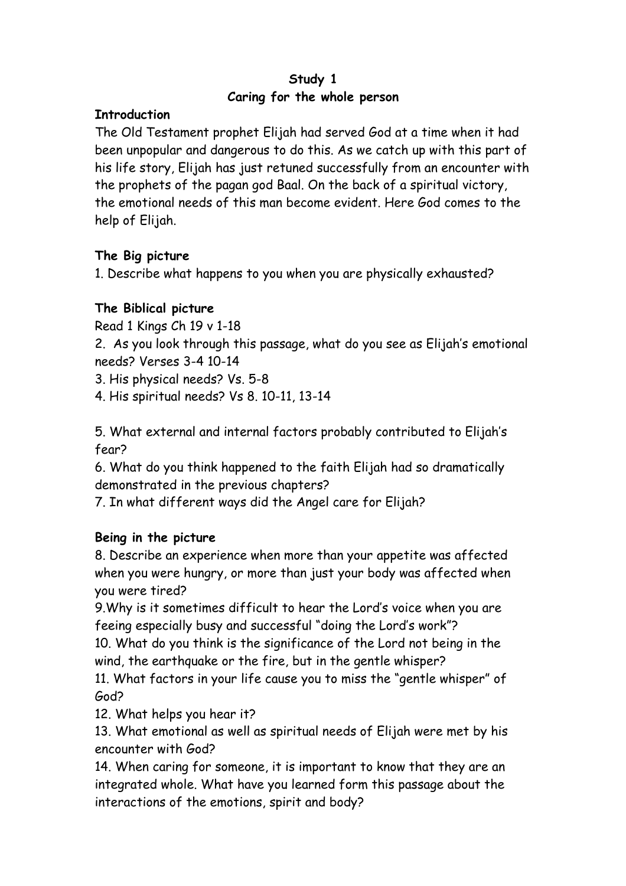**Study 1**

**Caring for the whole person**

**Introduction**

The Old Testament prophet Elijah had served God at a time when it had been unpopular and dangerous to do this. As we catch up with this part of his life story, Elijah has just retuned successfully from an encounter with the prophets of the pagan god Baal. On the back of a spiritual victory, the emotional needs of this man become evident. Here God comes to the help of Elijah.

**The Big picture**

1. Describe what happens to you when you are physically exhausted?

**The Biblical picture**

Read 1 Kings Ch 19 v 1-18

2. As you look through this passage, what do you see as Elijah's emotional needs? Verses 3-4 10-14
3. His physical needs? Vs. 5-8
4. His spiritual needs? Vs 8. 10-11, 13-14

5. What external and internal factors probably contributed to Elijah's fear?
6. What do you think happened to the faith Elijah had so dramatically demonstrated in the previous chapters?
7. In what different ways did the Angel care for Elijah?

**Being in the picture**

8. Describe an experience when more than your appetite was affected when you were hungry, or more than just your body was affected when you were tired?
9. Why is it sometimes difficult to hear the Lord's voice when you are feeing especially busy and successful "doing the Lord's work"?
10. What do you think is the significance of the Lord not being in the wind, the earthquake or the fire, but in the gentle whisper?
11. What factors in your life cause you to miss the "gentle whisper" of God?
12. What helps you hear it?
13. What emotional as well as spiritual needs of Elijah were met by his encounter with God?
14. When caring for someone, it is important to know that they are an integrated whole. What have you learned form this passage about the interactions of the emotions, spirit and body?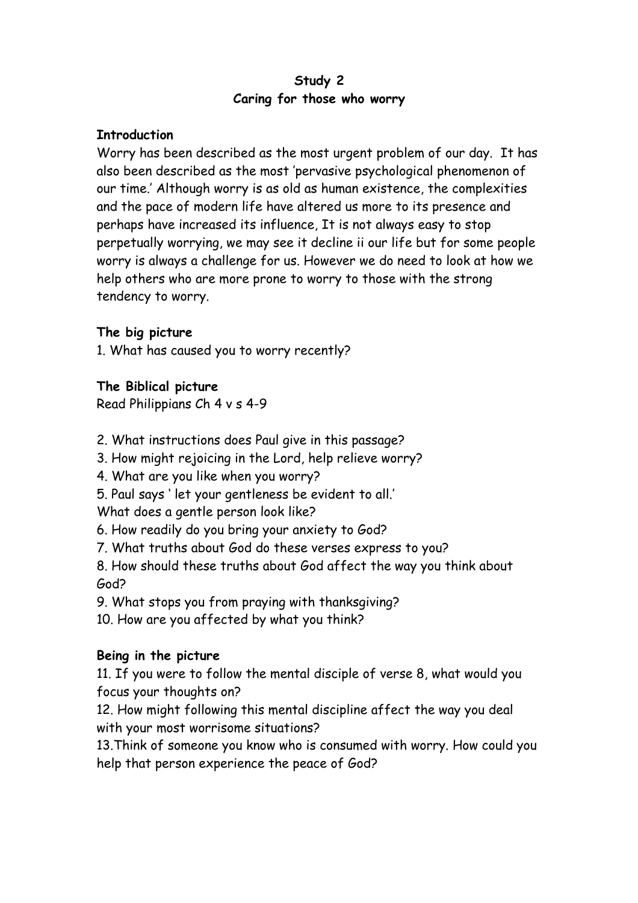**Study 2**
**Caring for those who worry**

**Introduction**

Worry has been described as the most urgent problem of our day. It has also been described as the most 'pervasive psychological phenomenon of our time.' Although worry is as old as human existence, the complexities and the pace of modern life have altered us more to its presence and perhaps have increased its influence, It is not always easy to stop perpetually worrying, we may see it decline ii our life but for some people worry is always a challenge for us. However we do need to look at how we help others who are more prone to worry to those with the strong tendency to worry.

**The big picture**

1. What has caused you to worry recently?

**The Biblical picture**

Read Philippians Ch 4 v s 4-9

2. What instructions does Paul give in this passage?
3. How might rejoicing in the Lord, help relieve worry?
4. What are you like when you worry?
5. Paul says ' let your gentleness be evident to all.'
What does a gentle person look like?
6. How readily do you bring your anxiety to God?
7. What truths about God do these verses express to you?
8. How should these truths about God affect the way you think about God?
9. What stops you from praying with thanksgiving?
10. How are you affected by what you think?

**Being in the picture**

11. If you were to follow the mental disciple of verse 8, what would you focus your thoughts on?
12. How might following this mental discipline affect the way you deal with your most worrisome situations?
13. Think of someone you know who is consumed with worry. How could you help that person experience the peace of God?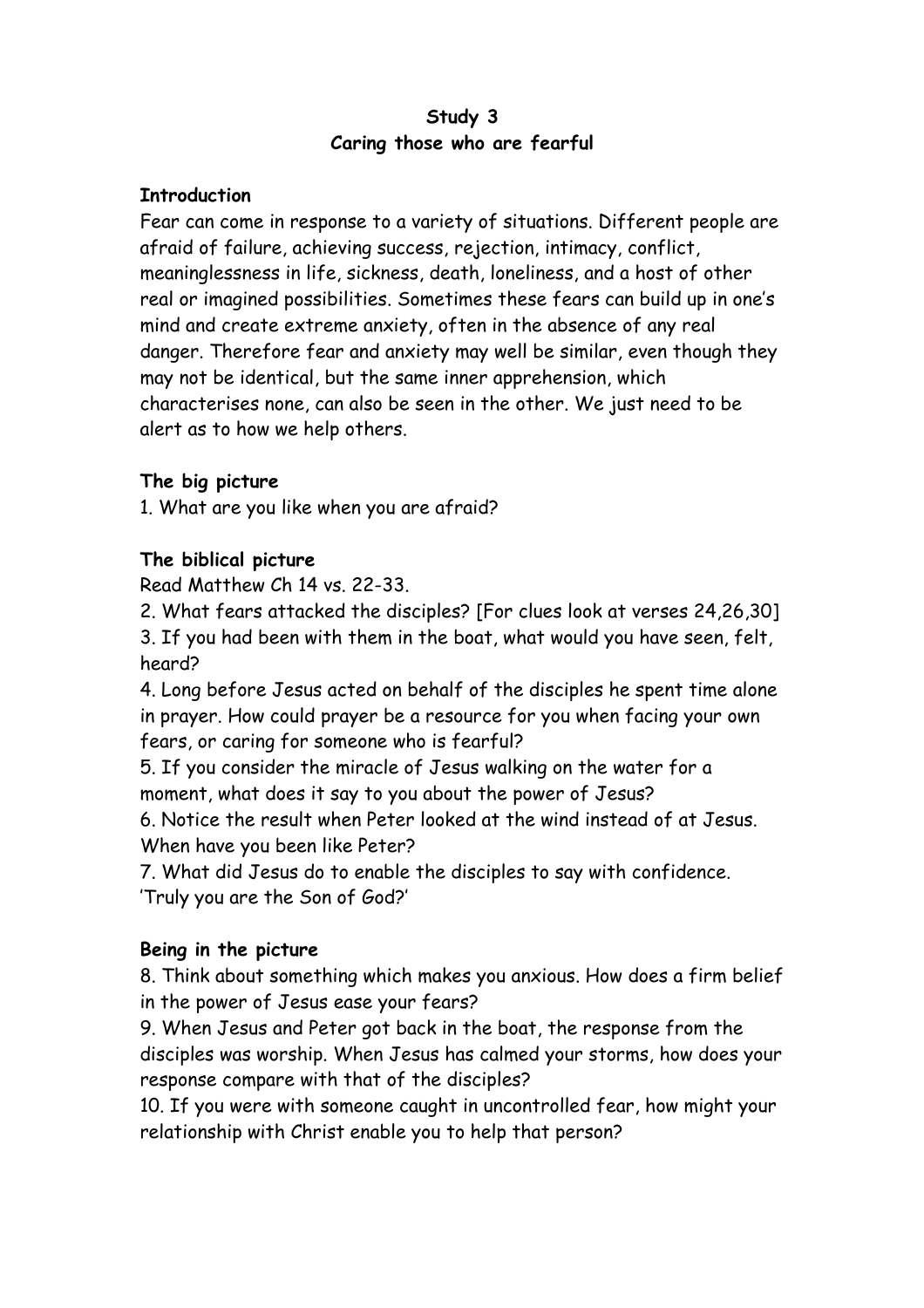# Study 3
## Caring those who are fearful

**Introduction**

Fear can come in response to a variety of situations. Different people are afraid of failure, achieving success, rejection, intimacy, conflict, meaninglessness in life, sickness, death, loneliness, and a host of other real or imagined possibilities. Sometimes these fears can build up in one's mind and create extreme anxiety, often in the absence of any real danger. Therefore fear and anxiety may well be similar, even though they may not be identical, but the same inner apprehension, which characterises none, can also be seen in the other. We just need to be alert as to how we help others.

**The big picture**

1. What are you like when you are afraid?

**The biblical picture**

Read Matthew Ch 14 vs. 22-33.

2. What fears attacked the disciples? [For clues look at verses 24,26,30]
3. If you had been with them in the boat, what would you have seen, felt, heard?
4. Long before Jesus acted on behalf of the disciples he spent time alone in prayer. How could prayer be a resource for you when facing your own fears, or caring for someone who is fearful?
5. If you consider the miracle of Jesus walking on the water for a moment, what does it say to you about the power of Jesus?
6. Notice the result when Peter looked at the wind instead of at Jesus. When have you been like Peter?
7. What did Jesus do to enable the disciples to say with confidence. 'Truly you are the Son of God?'

**Being in the picture**

8. Think about something which makes you anxious. How does a firm belief in the power of Jesus ease your fears?
9. When Jesus and Peter got back in the boat, the response from the disciples was worship. When Jesus has calmed your storms, how does your response compare with that of the disciples?
10. If you were with someone caught in uncontrolled fear, how might your relationship with Christ enable you to help that person?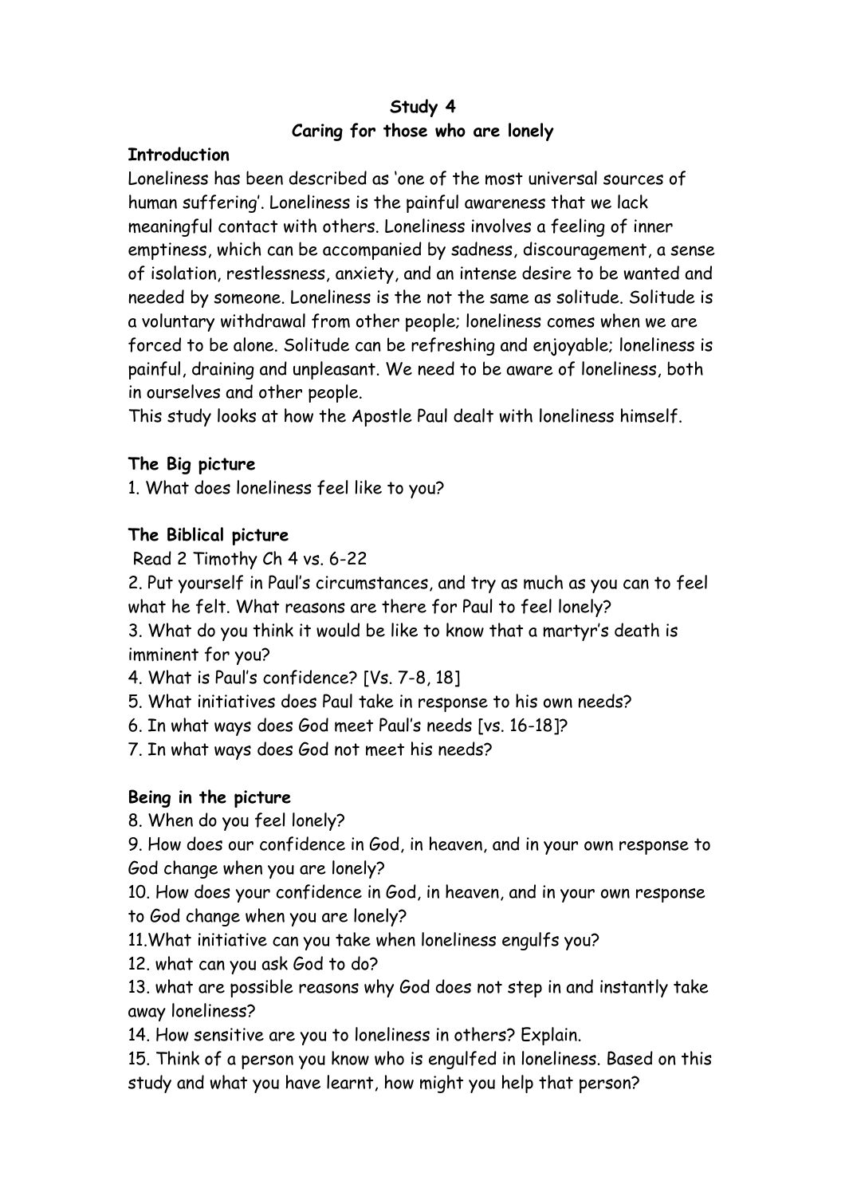**Study 4**

***Caring for those who are lonely***

**Introduction**

Loneliness has been described as 'one of the most universal sources of human suffering'. Loneliness is the painful awareness that we lack meaningful contact with others. Loneliness involves a feeling of inner emptiness, which can be accompanied by sadness, discouragement, a sense of isolation, restlessness, anxiety, and an intense desire to be wanted and needed by someone. Loneliness is the not the same as solitude. Solitude is a voluntary withdrawal from other people; loneliness comes when we are forced to be alone. Solitude can be refreshing and enjoyable; loneliness is painful, draining and unpleasant. We need to be aware of loneliness, both in ourselves and other people.

This study looks at how the Apostle Paul dealt with loneliness himself.

**The Big picture**

1. What does loneliness feel like to you?

**The Biblical picture**

Read 2 Timothy Ch 4 vs. 6-22

2. Put yourself in Paul's circumstances, and try as much as you can to feel what he felt. What reasons are there for Paul to feel lonely?
3. What do you think it would be like to know that a martyr's death is imminent for you?
4. What is Paul's confidence? [Vs. 7-8, 18]
5. What initiatives does Paul take in response to his own needs?
6. In what ways does God meet Paul's needs [vs. 16-18]?
7. In what ways does God not meet his needs?

**Being in the picture**

8. When do you feel lonely?
9. How does our confidence in God, in heaven, and in your own response to God change when you are lonely?
10. How does your confidence in God, in heaven, and in your own response to God change when you are lonely?
11. What initiative can you take when loneliness engulfs you?
12. what can you ask God to do?
13. what are possible reasons why God does not step in and instantly take away loneliness?
14. How sensitive are you to loneliness in others? Explain.
15. Think of a person you know who is engulfed in loneliness. Based on this study and what you have learnt, how might you help that person?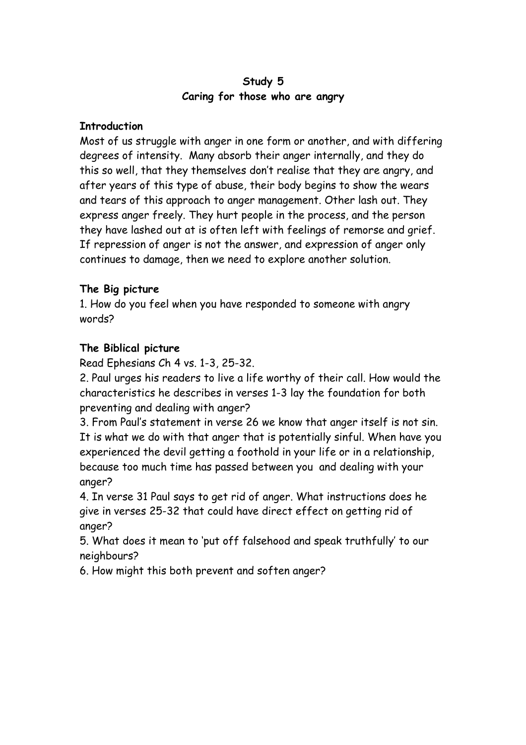**Study 5**

***Caring for those who are angry***

**Introduction**

Most of us struggle with anger in one form or another, and with differing degrees of intensity. Many absorb their anger internally, and they do this so well, that they themselves don't realise that they are angry, and after years of this type of abuse, their body begins to show the wears and tears of this approach to anger management. Other lash out. They express anger freely. They hurt people in the process, and the person they have lashed out at is often left with feelings of remorse and grief. If repression of anger is not the answer, and expression of anger only continues to damage, then we need to explore another solution.

**The Big picture**

1. How do you feel when you have responded to someone with angry words?

**The Biblical picture**

Read Ephesians Ch 4 vs. 1-3, 25-32.

2. Paul urges his readers to live a life worthy of their call. How would the characteristics he describes in verses 1-3 lay the foundation for both preventing and dealing with anger?
3. From Paul's statement in verse 26 we know that anger itself is not sin. It is what we do with that anger that is potentially sinful. When have you experienced the devil getting a foothold in your life or in a relationship, because too much time has passed between you and dealing with your anger?
4. In verse 31 Paul says to get rid of anger. What instructions does he give in verses 25-32 that could have direct effect on getting rid of anger?
5. What does it mean to 'put off falsehood and speak truthfully' to our neighbours?
6. How might this both prevent and soften anger?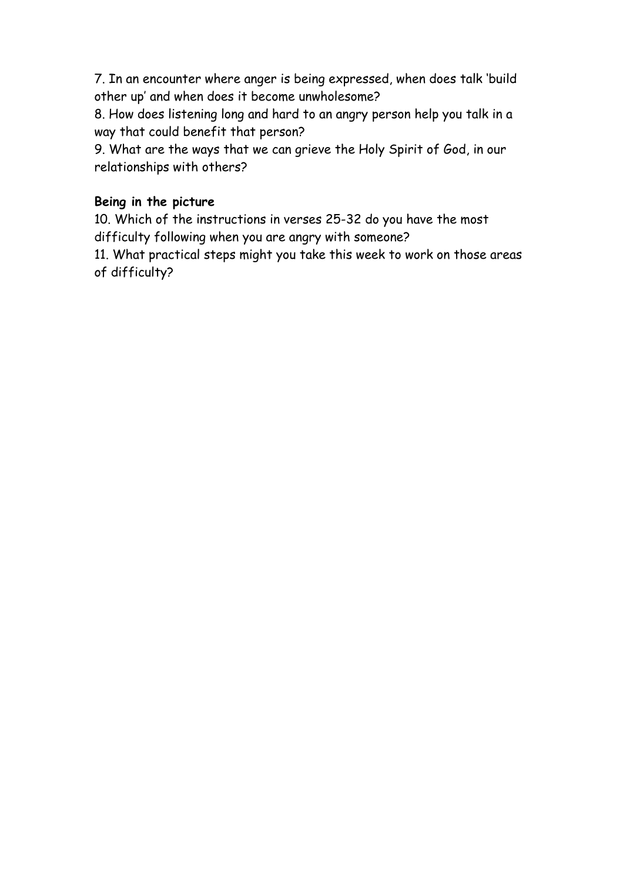7. In an encounter where anger is being expressed, when does talk 'build other up' and when does it become unwholesome?

8. How does listening long and hard to an angry person help you talk in a way that could benefit that person?

9. What are the ways that we can grieve the Holy Spirit of God, in our relationships with others?

**Being in the picture**

10. Which of the instructions in verses 25-32 do you have the most difficulty following when you are angry with someone?

11. What practical steps might you take this week to work on those areas of difficulty?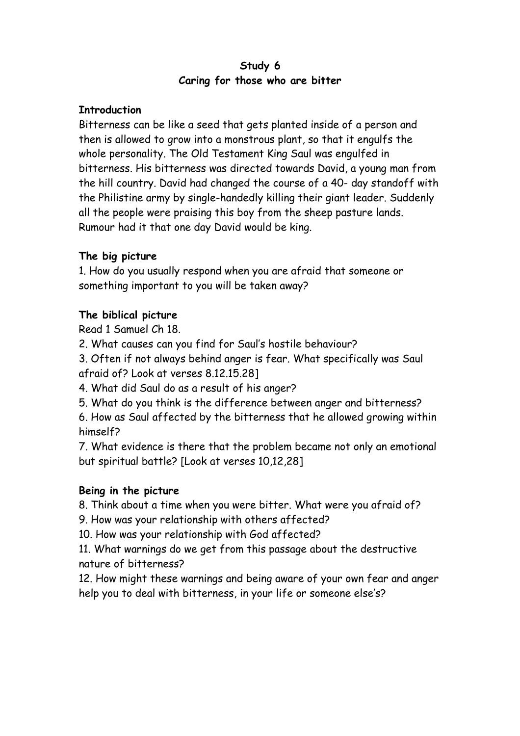# Study 6
## Caring for those who are bitter

**Introduction**

Bitterness can be like a seed that gets planted inside of a person and then is allowed to grow into a monstrous plant, so that it engulfs the whole personality. The Old Testament King Saul was engulfed in bitterness. His bitterness was directed towards David, a young man from the hill country. David had changed the course of a 40- day standoff with the Philistine army by single-handedly killing their giant leader. Suddenly all the people were praising this boy from the sheep pasture lands. Rumour had it that one day David would be king.

**The big picture**

1. How do you usually respond when you are afraid that someone or something important to you will be taken away?

**The biblical picture**

Read 1 Samuel Ch 18.

2. What causes can you find for Saul's hostile behaviour?
3. Often if not always behind anger is fear. What specifically was Saul afraid of? Look at verses 8.12.15.28]
4. What did Saul do as a result of his anger?
5. What do you think is the difference between anger and bitterness?
6. How as Saul affected by the bitterness that he allowed growing within himself?
7. What evidence is there that the problem became not only an emotional but spiritual battle? [Look at verses 10,12,28]

**Being in the picture**

8. Think about a time when you were bitter. What were you afraid of?
9. How was your relationship with others affected?
10. How was your relationship with God affected?
11. What warnings do we get from this passage about the destructive nature of bitterness?
12. How might these warnings and being aware of your own fear and anger help you to deal with bitterness, in your life or someone else's?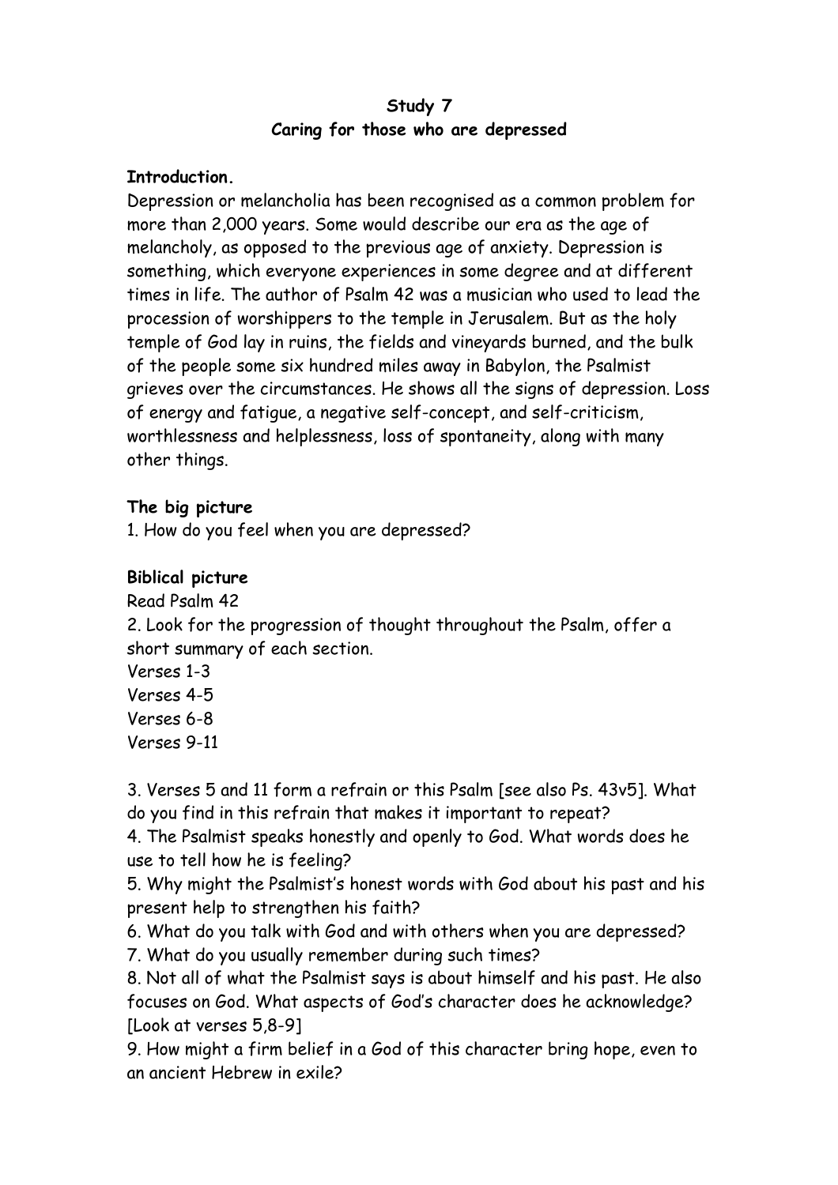**Study 7**
***Caring for those who are depressed***

**Introduction.**
Depression or melancholia has been recognised as a common problem for more than 2,000 years. Some would describe our era as the age of melancholy, as opposed to the previous age of anxiety. Depression is something, which everyone experiences in some degree and at different times in life. The author of Psalm 42 was a musician who used to lead the procession of worshippers to the temple in Jerusalem. But as the holy temple of God lay in ruins, the fields and vineyards burned, and the bulk of the people some six hundred miles away in Babylon, the Psalmist grieves over the circumstances. He shows all the signs of depression. Loss of energy and fatigue, a negative self-concept, and self-criticism, worthlessness and helplessness, loss of spontaneity, along with many other things.

**The big picture**
1. How do you feel when you are depressed?

**Biblical picture**
Read Psalm 42
2. Look for the progression of thought throughout the Psalm, offer a short summary of each section.
Verses 1-3
Verses 4-5
Verses 6-8
Verses 9-11

3. Verses 5 and 11 form a refrain or this Psalm [see also Ps. 43v5]. What do you find in this refrain that makes it important to repeat?
4. The Psalmist speaks honestly and openly to God. What words does he use to tell how he is feeling?
5. Why might the Psalmist's honest words with God about his past and his present help to strengthen his faith?
6. What do you talk with God and with others when you are depressed?
7. What do you usually remember during such times?
8. Not all of what the Psalmist says is about himself and his past. He also focuses on God. What aspects of God's character does he acknowledge? [Look at verses 5,8-9]
9. How might a firm belief in a God of this character bring hope, even to an ancient Hebrew in exile?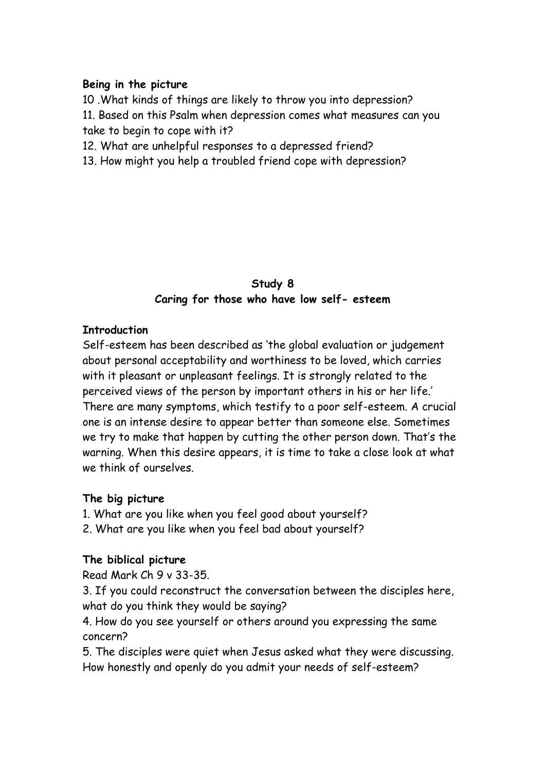**Being in the picture**

10 .What kinds of things are likely to throw you into depression?

11. Based on this Psalm when depression comes what measures can you take to begin to cope with it?

12. What are unhelpful responses to a depressed friend?

13. How might you help a troubled friend cope with depression?

## Study 8
## Caring for those who have low self- esteem

**Introduction**

Self-esteem has been described as 'the global evaluation or judgement about personal acceptability and worthiness to be loved, which carries with it pleasant or unpleasant feelings. It is strongly related to the perceived views of the person by important others in his or her life.' There are many symptoms, which testify to a poor self-esteem. A crucial one is an intense desire to appear better than someone else. Sometimes we try to make that happen by cutting the other person down. That's the warning. When this desire appears, it is time to take a close look at what we think of ourselves.

**The big picture**

1. What are you like when you feel good about yourself?
2. What are you like when you feel bad about yourself?

**The biblical picture**

Read Mark Ch 9 v 33-35.

3. If you could reconstruct the conversation between the disciples here, what do you think they would be saying?
4. How do you see yourself or others around you expressing the same concern?
5. The disciples were quiet when Jesus asked what they were discussing. How honestly and openly do you admit your needs of self-esteem?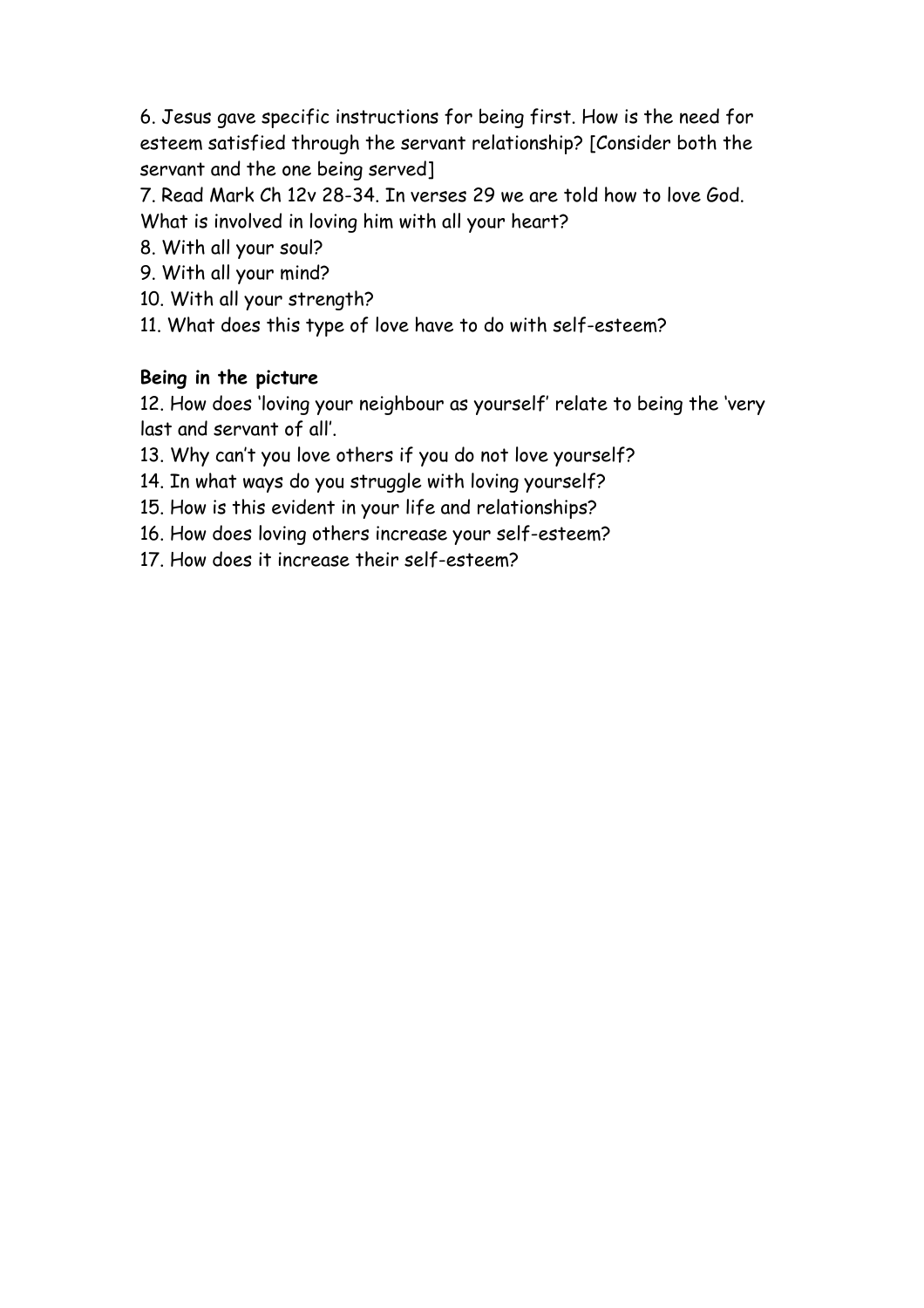6. Jesus gave specific instructions for being first. How is the need for esteem satisfied through the servant relationship? [Consider both the servant and the one being served]

7. Read Mark Ch 12v 28-34. In verses 29 we are told how to love God. What is involved in loving him with all your heart?

8. With all your soul?

9. With all your mind?

10. With all your strength?

11. What does this type of love have to do with self-esteem?

**Being in the picture**

12. How does 'loving your neighbour as yourself' relate to being the 'very last and servant of all'.

13. Why can't you love others if you do not love yourself?

14. In what ways do you struggle with loving yourself?

15. How is this evident in your life and relationships?

16. How does loving others increase your self-esteem?

17. How does it increase their self-esteem?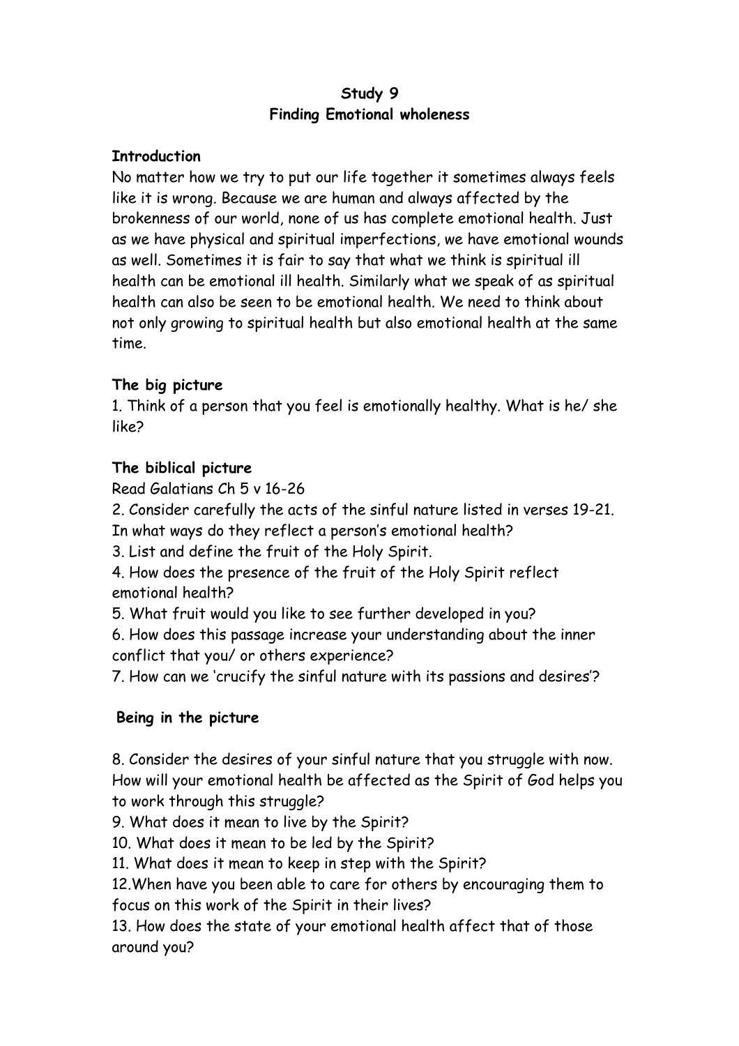# Study 9
## Finding Emotional wholeness

**Introduction**

No matter how we try to put our life together it sometimes always feels like it is wrong. Because we are human and always affected by the brokenness of our world, none of us has complete emotional health. Just as we have physical and spiritual imperfections, we have emotional wounds as well. Sometimes it is fair to say that what we think is spiritual ill health can be emotional ill health. Similarly what we speak of as spiritual health can also be seen to be emotional health. We need to think about not only growing to spiritual health but also emotional health at the same time.

**The big picture**

1. Think of a person that you feel is emotionally healthy. What is he/ she like?

**The biblical picture**

Read Galatians Ch 5 v 16-26

2. Consider carefully the acts of the sinful nature listed in verses 19-21. In what ways do they reflect a person's emotional health?
3. List and define the fruit of the Holy Spirit.
4. How does the presence of the fruit of the Holy Spirit reflect emotional health?
5. What fruit would you like to see further developed in you?
6. How does this passage increase your understanding about the inner conflict that you/ or others experience?
7. How can we 'crucify the sinful nature with its passions and desires'?

**Being in the picture**

8. Consider the desires of your sinful nature that you struggle with now. How will your emotional health be affected as the Spirit of God helps you to work through this struggle?
9. What does it mean to live by the Spirit?
10. What does it mean to be led by the Spirit?
11. What does it mean to keep in step with the Spirit?
12. When have you been able to care for others by encouraging them to focus on this work of the Spirit in their lives?
13. How does the state of your emotional health affect that of those around you?